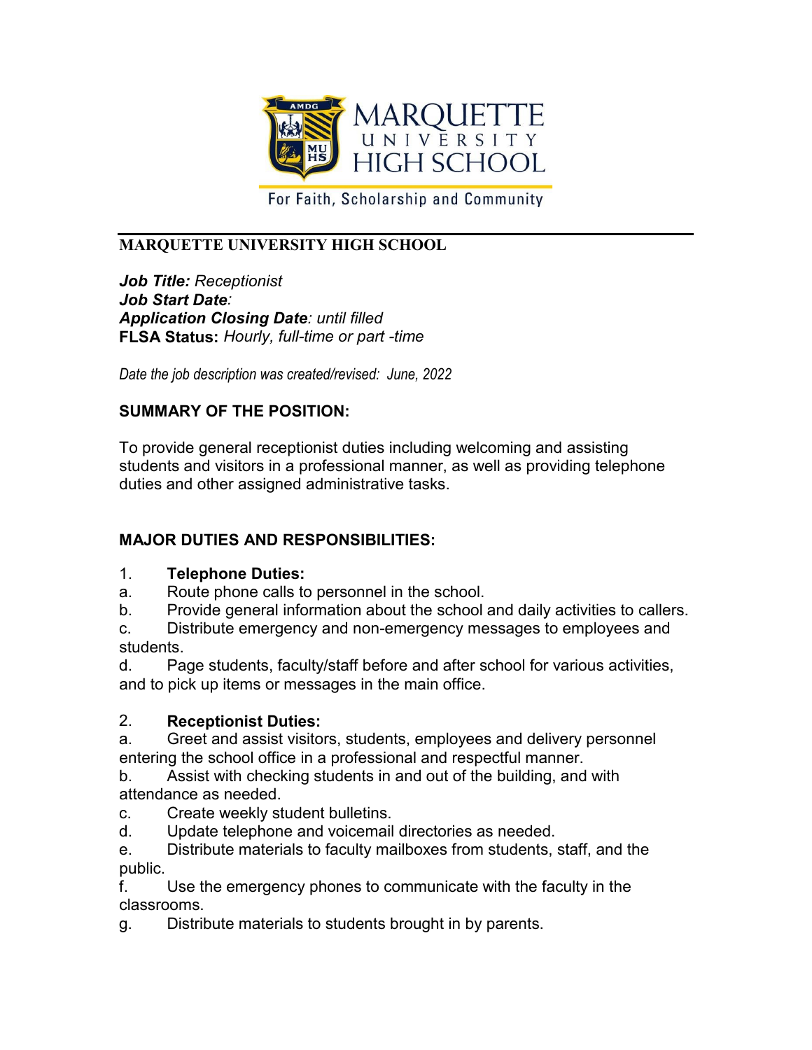MARQUETTE UNIVERSITY HIGH SCHOOL

For Faith, Scholarship and Community

---

**MARQUETTE UNIVERSITY HIGH SCHOOL**

***Job Title:*** *Receptionist*
***Job Start Date****:*
***Application Closing Date****: until filled*
**FLSA Status:** *Hourly, full-time or part -time*

*Date the job description was created/revised: June, 2022*

## SUMMARY OF THE POSITION:

To provide general receptionist duties including welcoming and assisting students and visitors in a professional manner, as well as providing telephone duties and other assigned administrative tasks.

## MAJOR DUTIES AND RESPONSIBILITIES:

1. **Telephone Duties:**

a. Route phone calls to personnel in the school.
b. Provide general information about the school and daily activities to callers.
c. Distribute emergency and non-emergency messages to employees and students.
d. Page students, faculty/staff before and after school for various activities, and to pick up items or messages in the main office.

2. **Receptionist Duties:**

a. Greet and assist visitors, students, employees and delivery personnel entering the school office in a professional and respectful manner.
b. Assist with checking students in and out of the building, and with attendance as needed.
c. Create weekly student bulletins.
d. Update telephone and voicemail directories as needed.
e. Distribute materials to faculty mailboxes from students, staff, and the public.
f. Use the emergency phones to communicate with the faculty in the classrooms.
g. Distribute materials to students brought in by parents.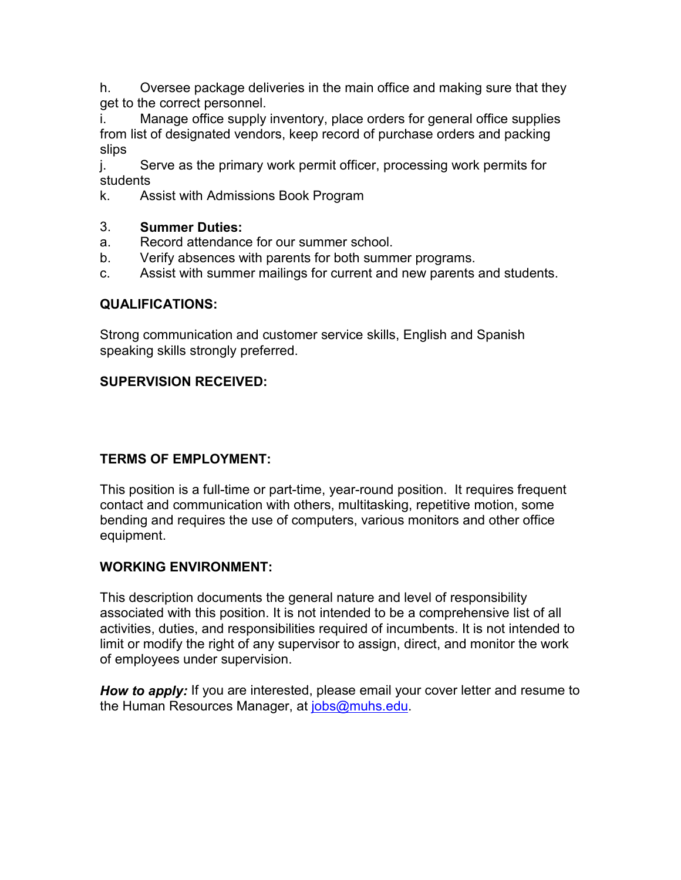h. Oversee package deliveries in the main office and making sure that they get to the correct personnel.

i. Manage office supply inventory, place orders for general office supplies from list of designated vendors, keep record of purchase orders and packing slips

j. Serve as the primary work permit officer, processing work permits for students

k. Assist with Admissions Book Program

3. **Summer Duties:**

a. Record attendance for our summer school.

b. Verify absences with parents for both summer programs.

c. Assist with summer mailings for current and new parents and students.

**QUALIFICATIONS:**

Strong communication and customer service skills, English and Spanish speaking skills strongly preferred.

**SUPERVISION RECEIVED:**

**TERMS OF EMPLOYMENT:**

This position is a full-time or part-time, year-round position. It requires frequent contact and communication with others, multitasking, repetitive motion, some bending and requires the use of computers, various monitors and other office equipment.

**WORKING ENVIRONMENT:**

This description documents the general nature and level of responsibility associated with this position. It is not intended to be a comprehensive list of all activities, duties, and responsibilities required of incumbents. It is not intended to limit or modify the right of any supervisor to assign, direct, and monitor the work of employees under supervision.

***How to apply:*** If you are interested, please email your cover letter and resume to the Human Resources Manager, at jobs@muhs.edu.